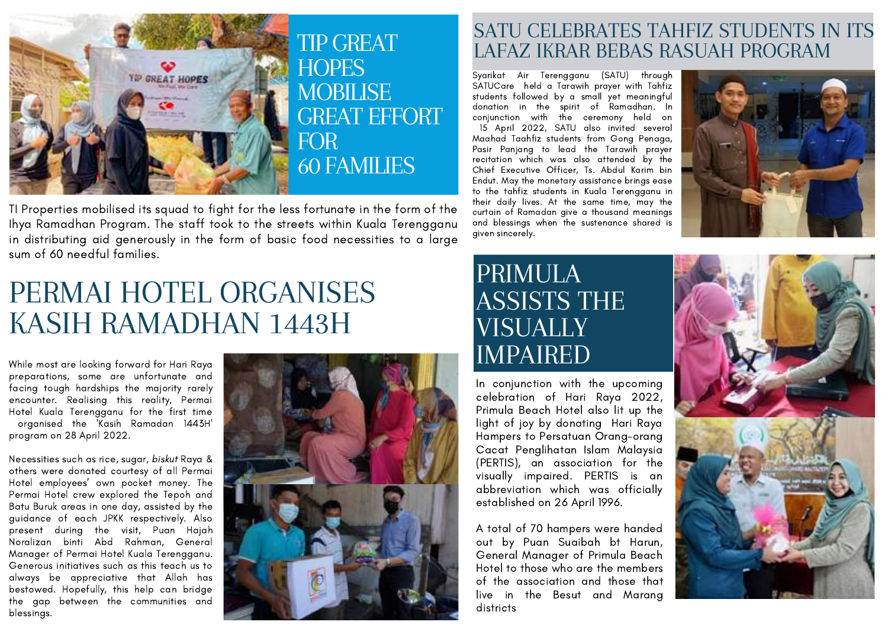## TIP GREAT HOPES MOBILISE GREAT EFFORT FOR 60 FAMILIES

TI Properties mobilised its squad to fight for the less fortunate in the form of the Ihya Ramadhan Program. The staff took to the streets within Kuala Terengganu in distributing aid generously in the form of basic food necessities to a large sum of 60 needful families.

## PERMAI HOTEL ORGANISES KASIH RAMADHAN 1443H

While most are looking forward for Hari Raya preparations, some are unfortunate and facing tough hardships the majority rarely encounter. Realising this reality, Permai Hotel Kuala Terengganu for the first time organised the 'Kasih Ramadan 1443H' program on 28 April 2022.

Necessities such as rice, sugar, *biskut* Raya & others were donated courtesy of all Permai Hotel employees' own pocket money. The Permai Hotel crew explored the Tepoh and Batu Buruk areas in one day, assisted by the guidance of each JPKK respectively. Also present during the visit, Puan Hajah Noralizan binti Abd Rahman, General Manager of Permai Hotel Kuala Terengganu. Generous initiatives such as this teach us to always be appreciative that Allah has bestowed. Hopefully, this help can bridge the gap between the communities and blessings.

## SATU CELEBRATES TAHFIZ STUDENTS IN ITS LAFAZ IKRAR BEBAS RASUAH PROGRAM

Syarikat Air Terengganu (SATU) through SATUCare held a Tarawih prayer with Tahfiz students followed by a small yet meaningful donation in the spirit of Ramadhan. In conjunction with the ceremony held on 15 April 2022, SATU also invited several Maahad Taahfiz students from Gong Penaga, Pasir Panjang to lead the Tarawih prayer recitation which was also attended by the Chief Executive Officer, Ts. Abdul Karim bin Endut. May the monetary assistance brings ease to the tahfiz students in Kuala Terengganu in their daily lives. At the same time, may the curtain of Ramadan give a thousand meanings and blessings when the sustenance shared is given sincerely.

## PRIMULA ASSISTS THE VISUALLY IMPAIRED

In conjunction with the upcoming celebration of Hari Raya 2022, Primula Beach Hotel also lit up the light of joy by donating Hari Raya Hampers to Persatuan Orang-orang Cacat Penglihatan Islam Malaysia (PERTIS), an association for the visually impaired. PERTIS is an abbreviation which was officially established on 26 April 1996.

A total of 70 hampers were handed out by Puan Suaibah bt Harun, General Manager of Primula Beach Hotel to those who are the members of the association and those that live in the Besut and Marang districts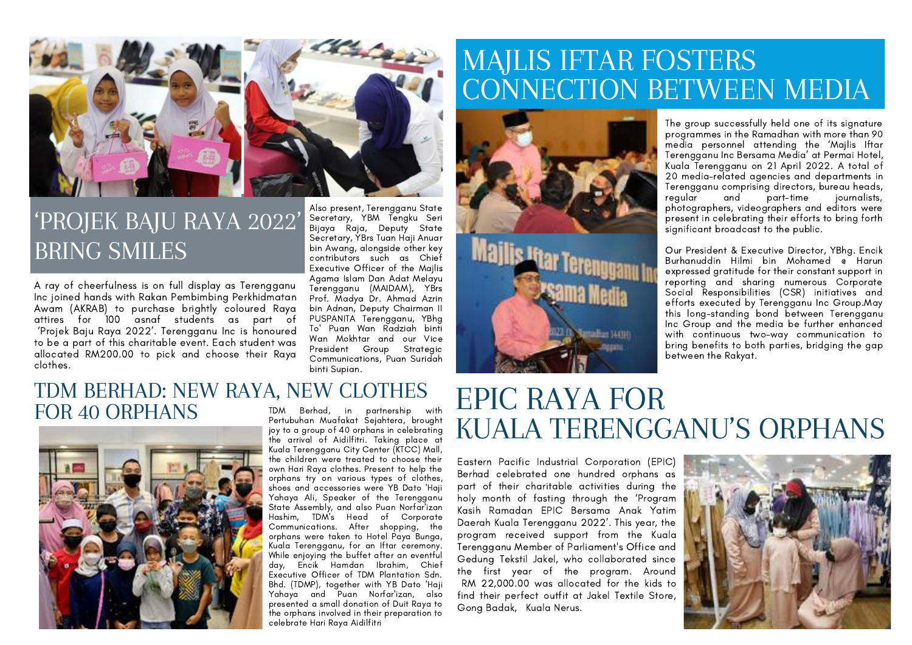## 'PROJEK BAJU RAYA 2022' BRING SMILES

A ray of cheerfulness is on full display as Terengganu Inc joined hands with Rakan Pembimbing Perkhidmatan Awam (AKRAB) to purchase brightly coloured Raya attires for 100 asnaf students as part of 'Projek Baju Raya 2022'. Terengganu Inc is honoured to be a part of this charitable event. Each student was allocated RM200.00 to pick and choose their Raya clothes.

Also present, Terengganu State Secretary, YBM Tengku Seri Bijaya Raja, Deputy State Secretary, YBrs Tuan Haji Anuar bin Awang, alongside other key contributors such as Chief Executive Officer of the Majlis Agama Islam Dan Adat Melayu Terengganu (MAIDAM), YBrs Prof. Madya Dr. Ahmad Azrin bin Adnan, Deputy Chairman II PUSPANITA Terengganu, YBhg To' Puan Wan Radziah binti Wan Mokhtar and our Vice President Group Strategic Communications, Puan Suridah binti Supian.

## TDM BERHAD: NEW RAYA, NEW CLOTHES FOR 40 ORPHANS

TDM Berhad, in partnership with Pertubuhan Muafakat Sejahtera, brought joy to a group of 40 orphans in celebrating the arrival of Aidilfitri. Taking place at Kuala Terengganu City Center (KTCC) Mall, the children were treated to choose their own Hari Raya clothes. Present to help the orphans try on various types of clothes, shoes and accessories were YB Dato 'Haji Yahaya Ali, Speaker of the Terengganu State Assembly, and also Puan Norfar'izan Hashim, TDM's Head of Corporate Communications. After shopping, the orphans were taken to Hotel Paya Bunga, Kuala Terengganu, for an Iftar ceremony. While enjoying the buffet after an eventful day, Encik Hamdan Ibrahim, Chief Executive Officer of TDM Plantation Sdn. Bhd. (TDMP), together with YB Dato 'Haji Yahaya and Puan Norfar'izan, also presented a small donation of Duit Raya to the orphans involved in their preparation to celebrate Hari Raya Aidilfitri

## MAJLIS IFTAR FOSTERS CONNECTION BETWEEN MEDIA

The group successfully held one of its signature programmes in the Ramadhan with more than 90 media personnel attending the 'Majlis Iftar Terengganu Inc Bersama Media' at Permai Hotel, Kuala Terengganu on 21 April 2022. A total of 20 media-related agencies and departments in Terengganu comprising directors, bureau heads, regular and part-time journalists, photographers, videographers and editors were present in celebrating their efforts to bring forth significant broadcast to the public.

Our President & Executive Director, YBhg. Encik Burhanuddin Hilmi bin Mohamed @ Harun expressed gratitude for their constant support in reporting and sharing numerous Corporate Social Responsibilities (CSR) initiatives and efforts executed by Terengganu Inc Group.May this long-standing bond between Terengganu Inc Group and the media be further enhanced with continuous two-way communication to bring benefits to both parties, bridging the gap between the Rakyat.

## EPIC RAYA FOR KUALA TERENGGANU'S ORPHANS

Eastern Pacific Industrial Corporation (EPIC) Berhad celebrated one hundred orphans as part of their charitable activities during the holy month of fasting through the 'Program Kasih Ramadan EPIC Bersama Anak Yatim Daerah Kuala Terengganu 2022'. This year, the program received support from the Kuala Terengganu Member of Parliament's Office and Gedung Tekstil Jakel, who collaborated since the first year of the program. Around RM 22,000.00 was allocated for the kids to find their perfect outfit at Jakel Textile Store, Gong Badak, Kuala Nerus.